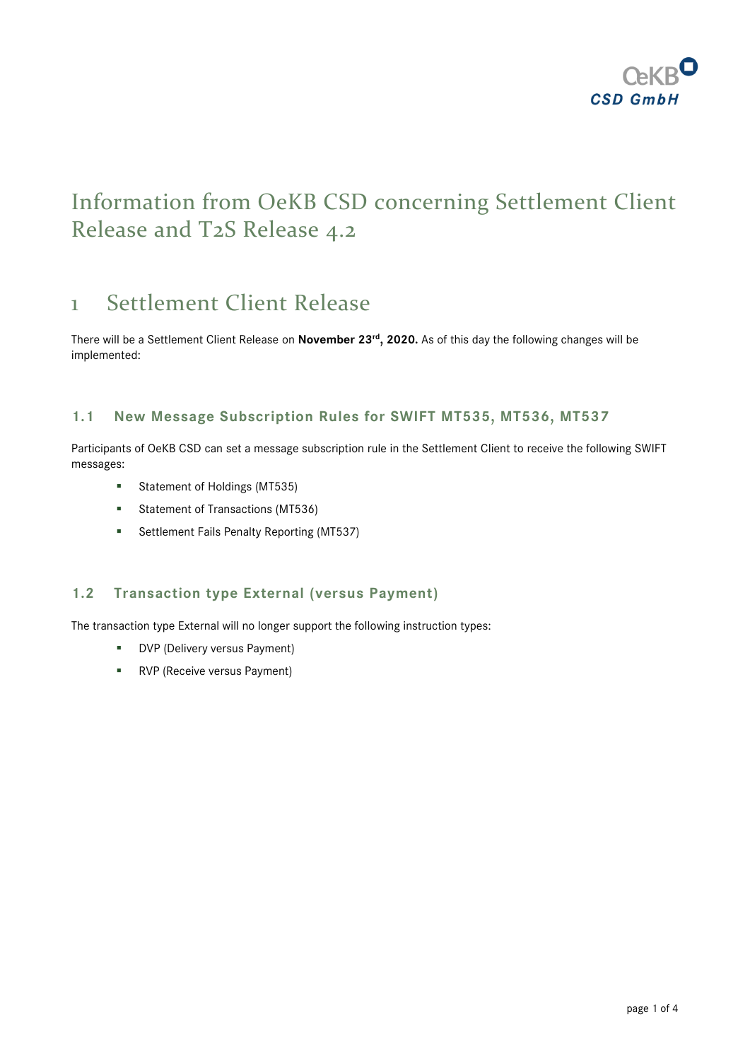# Information from OeKB CSD concerning Settlement Client Release and T2S Release 4.2

## 1 Settlement Client Release

There will be a Settlement Client Release on **November 23rd, 2020.** As of this day the following changes will be implemented:

### 1.1 New Message Subscription Rules for SWIFT MT535, MT536, MT537

Participants of OeKB CSD can set a message subscription rule in the Settlement Client to receive the following SWIFT messages:

- Statement of Holdings (MT535)
- Statement of Transactions (MT536)
- Settlement Fails Penalty Reporting (MT537)

### 1.2 Transaction type External (versus Payment)

The transaction type External will no longer support the following instruction types:

- DVP (Delivery versus Payment)
- RVP (Receive versus Payment)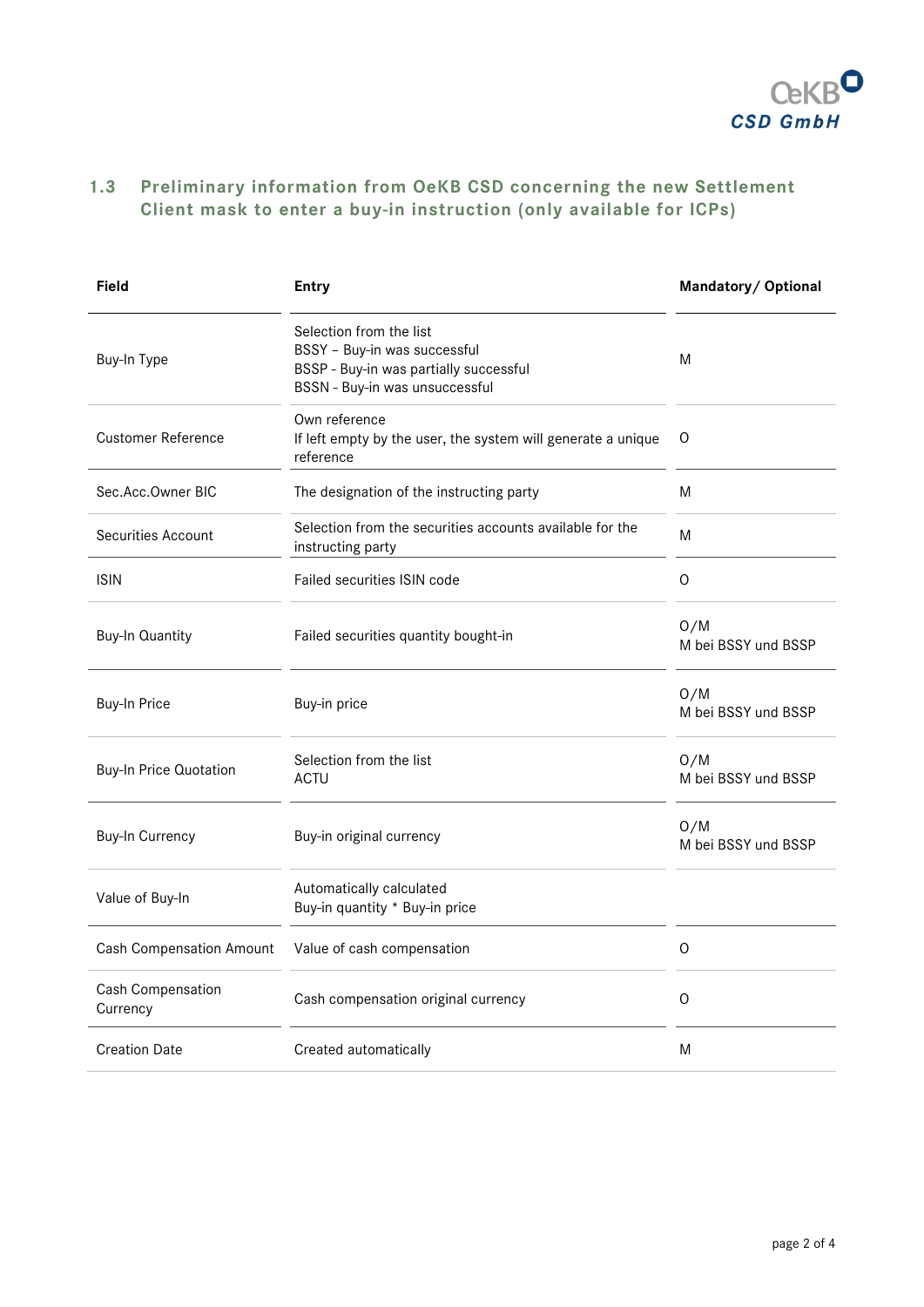## 1.3 Preliminary information from OeKB CSD concerning the new Settlement Client mask to enter a buy-in instruction (only available for ICPs)

| Field | Entry | Mandatory/ Optional |
|---|---|---|
| Buy-In Type | Selection from the list<br>BSSY – Buy-in was successful<br>BSSP - Buy-in was partially successful<br>BSSN - Buy-in was unsuccessful | M |
| Customer Reference | Own reference<br>If left empty by the user, the system will generate a unique reference | O |
| Sec.Acc.Owner BIC | The designation of the instructing party | M |
| Securities Account | Selection from the securities accounts available for the instructing party | M |
| ISIN | Failed securities ISIN code | O |
| Buy-In Quantity | Failed securities quantity bought-in | O/M<br>M bei BSSY und BSSP |
| Buy-In Price | Buy-in price | O/M<br>M bei BSSY und BSSP |
| Buy-In Price Quotation | Selection from the list<br>ACTU | O/M<br>M bei BSSY und BSSP |
| Buy-In Currency | Buy-in original currency | O/M<br>M bei BSSY und BSSP |
| Value of Buy-In | Automatically calculated<br>Buy-in quantity * Buy-in price | |
| Cash Compensation Amount | Value of cash compensation | O |
| Cash Compensation Currency | Cash compensation original currency | O |
| Creation Date | Created automatically | M |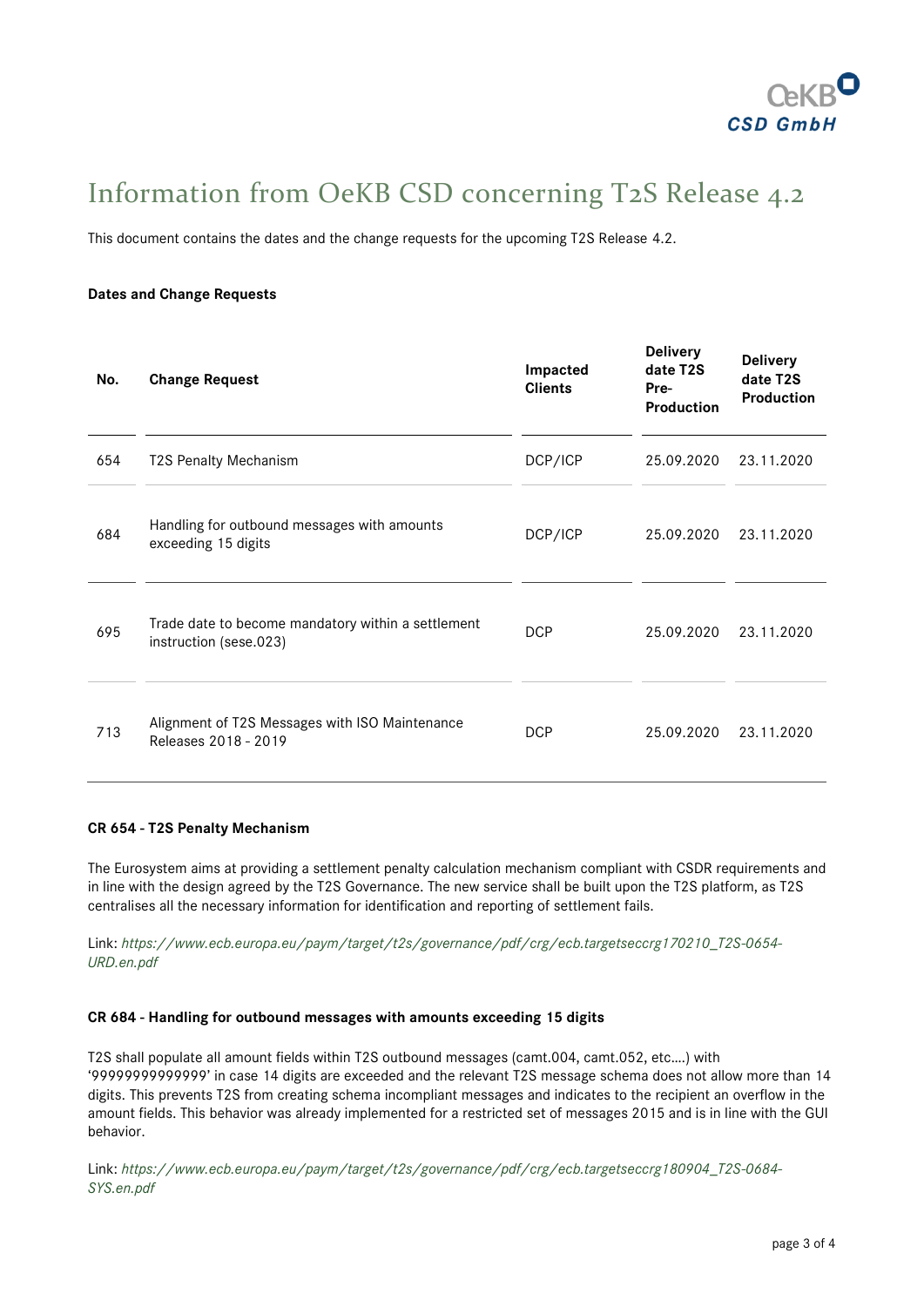# Information from OeKB CSD concerning T2S Release 4.2

This document contains the dates and the change requests for the upcoming T2S Release 4.2.

**Dates and Change Requests**

| No. | Change Request | Impacted Clients | Delivery date T2S Pre-Production | Delivery date T2S Production |
|---|---|---|---|---|
| 654 | T2S Penalty Mechanism | DCP/ICP | 25.09.2020 | 23.11.2020 |
| 684 | Handling for outbound messages with amounts exceeding 15 digits | DCP/ICP | 25.09.2020 | 23.11.2020 |
| 695 | Trade date to become mandatory within a settlement instruction (sese.023) | DCP | 25.09.2020 | 23.11.2020 |
| 713 | Alignment of T2S Messages with ISO Maintenance Releases 2018 - 2019 | DCP | 25.09.2020 | 23.11.2020 |

**CR 654 - T2S Penalty Mechanism**

The Eurosystem aims at providing a settlement penalty calculation mechanism compliant with CSDR requirements and in line with the design agreed by the T2S Governance. The new service shall be built upon the T2S platform, as T2S centralises all the necessary information for identification and reporting of settlement fails.

Link: *https://www.ecb.europa.eu/paym/target/t2s/governance/pdf/crg/ecb.targetseccrg170210_T2S-0654-URD.en.pdf*

**CR 684 - Handling for outbound messages with amounts exceeding 15 digits**

T2S shall populate all amount fields within T2S outbound messages (camt.004, camt.052, etc.…) with '99999999999999' in case 14 digits are exceeded and the relevant T2S message schema does not allow more than 14 digits. This prevents T2S from creating schema incompliant messages and indicates to the recipient an overflow in the amount fields. This behavior was already implemented for a restricted set of messages 2015 and is in line with the GUI behavior.

Link: *https://www.ecb.europa.eu/paym/target/t2s/governance/pdf/crg/ecb.targetseccrg180904_T2S-0684-SYS.en.pdf*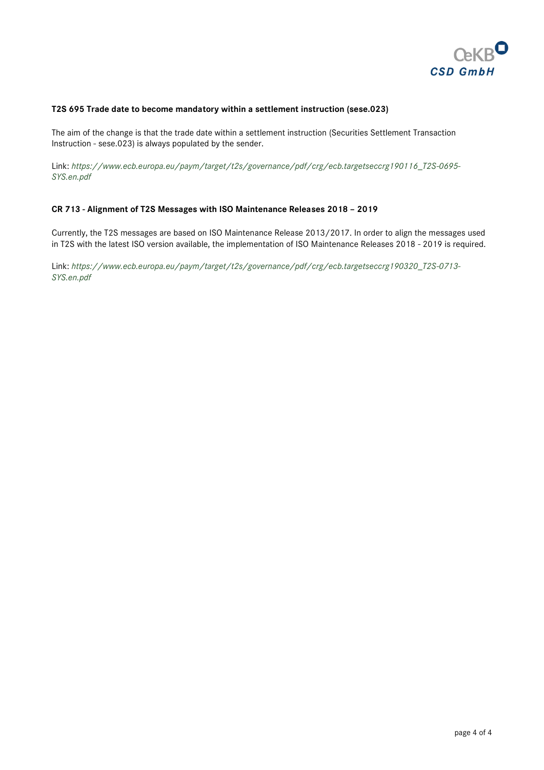**T2S 695 Trade date to become mandatory within a settlement instruction (sese.023)**

The aim of the change is that the trade date within a settlement instruction (Securities Settlement Transaction Instruction - sese.023) is always populated by the sender.

Link: *https://www.ecb.europa.eu/paym/target/t2s/governance/pdf/crg/ecb.targetseccrg190116_T2S-0695-SYS.en.pdf*

**CR 713 - Alignment of T2S Messages with ISO Maintenance Releases 2018 – 2019**

Currently, the T2S messages are based on ISO Maintenance Release 2013/2017. In order to align the messages used in T2S with the latest ISO version available, the implementation of ISO Maintenance Releases 2018 - 2019 is required.

Link: *https://www.ecb.europa.eu/paym/target/t2s/governance/pdf/crg/ecb.targetseccrg190320_T2S-0713-SYS.en.pdf*